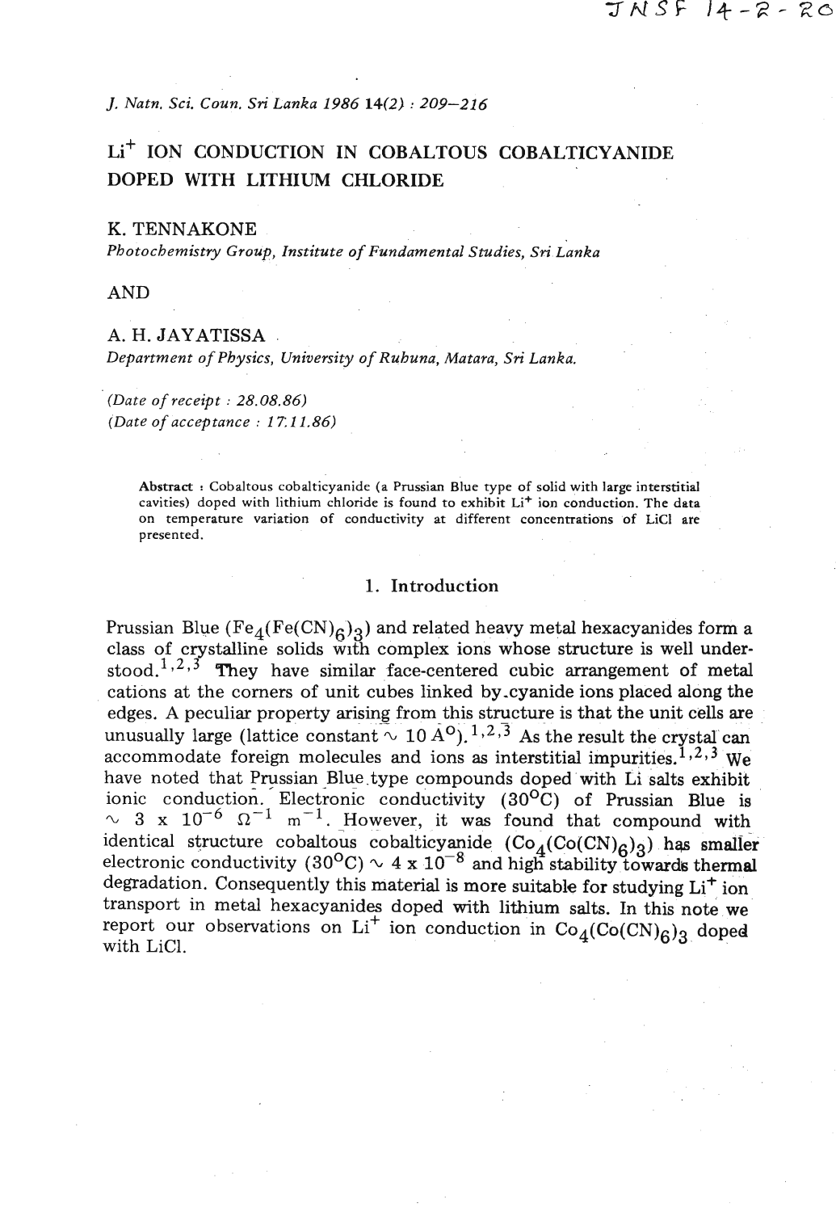# $Li^+$ ION CONDUCTION IN COBALTOUS COBALTICYANIDE DOPED WITH LITHIUM CHLORIDE

**K. TENNAKONE**
*Photochemistry Group, Institute of Fundamental Studies, Sri Lanka*

AND

**A. H. JAYATISSA**
*Department of Physics, University of Ruhuna, Matara, Sri Lanka.*

*(Date of receipt : 28.08.86)*
*(Date of acceptance : 17.11.86)*

**Abstract** : Cobaltous cobalticyanide (a Prussian Blue type of solid with large interstitial cavities) doped with lithium chloride is found to exhibit $Li^+$ ion conduction. The data on temperature variation of conductivity at different concentrations of LiCl are presented.

## 1. Introduction

Prussian Blue ($Fe_4(Fe(CN)_6)_3$) and related heavy metal hexacyanides form a class of crystalline solids with complex ions whose structure is well understood.[1,2,3] They have similar face-centered cubic arrangement of metal cations at the corners of unit cubes linked by cyanide ions placed along the edges. A peculiar property arising from this structure is that the unit cells are unusually large (lattice constant $\sim$ 10 A°).[1,2,3] As the result the crystal can accommodate foreign molecules and ions as interstitial impurities.[1,2,3] We have noted that Prussian Blue type compounds doped with Li salts exhibit ionic conduction. Electronic conductivity (30°C) of Prussian Blue is $\sim 3 \times 10^{-6}\ \Omega^{-1}\ m^{-1}$. However, it was found that compound with identical structure cobaltous cobalticyanide ($Co_4(Co(CN)_6)_3$) has smaller electronic conductivity (30°C) $\sim 4 \times 10^{-8}$ and high stability towards thermal degradation. Consequently this material is more suitable for studying $Li^+$ ion transport in metal hexacyanides doped with lithium salts. In this note we report our observations on $Li^+$ ion conduction in $Co_4(Co(CN)_6)_3$ doped with LiCl.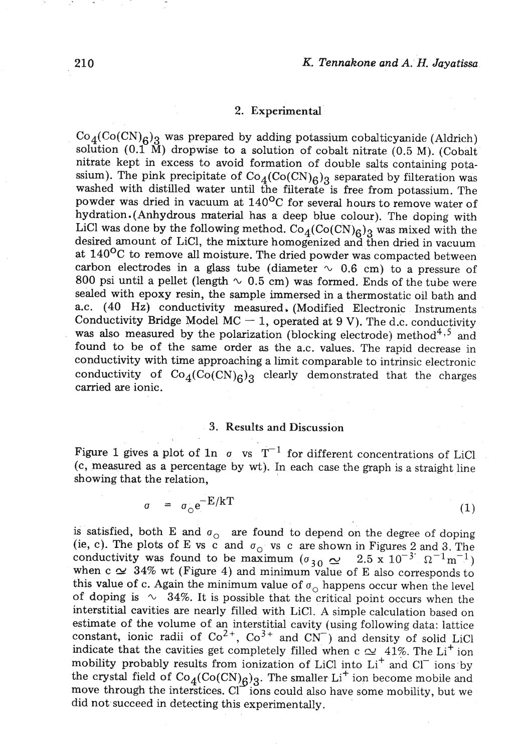## 2. Experimental

$Co_4(Co(CN)_6)_3$ was prepared by adding potassium cobalticyanide (Aldrich) solution (0.1 M) dropwise to a solution of cobalt nitrate (0.5 M). (Cobalt nitrate kept in excess to avoid formation of double salts containing potassium). The pink precipitate of $Co_4(Co(CN)_6)_3$ separated by filteration was washed with distilled water until the filterate is free from potassium. The powder was dried in vacuum at 140°C for several hours to remove water of hydration. (Anhydrous material has a deep blue colour). The doping with LiCl was done by the following method. $Co_4(Co(CN)_6)_3$ was mixed with the desired amount of LiCl, the mixture homogenized and then dried in vacuum at 140°C to remove all moisture. The dried powder was compacted between carbon electrodes in a glass tube (diameter ∿ 0.6 cm) to a pressure of 800 psi until a pellet (length ∿ 0.5 cm) was formed. Ends of the tube were sealed with epoxy resin, the sample immersed in a thermostatic oil bath and a.c. (40 Hz) conductivity measured. (Modified Electronic Instruments Conductivity Bridge Model MC — 1, operated at 9 V). The d.c. conductivity was also measured by the polarization (blocking electrode) method[4,5] and found to be of the same order as the a.c. values. The rapid decrease in conductivity with time approaching a limit comparable to intrinsic electronic conductivity of $Co_4(Co(CN)_6)_3$ clearly demonstrated that the charges carried are ionic.

## 3. Results and Discussion

Figure 1 gives a plot of ln $\sigma$ vs $T^{-1}$ for different concentrations of LiCl (c, measured as a percentage by wt). In each case the graph is a straight line showing that the relation,

$$\sigma = \sigma_o e^{-E/kT} \tag{1}$$

is satisfied, both E and $\sigma_o$ are found to depend on the degree of doping (ie, c). The plots of E vs c and $\sigma_o$ vs c are shown in Figures 2 and 3. The conductivity was found to be maximum ($\sigma_{30} \simeq 2.5 \times 10^{-3}\ \Omega^{-1}m^{-1}$) when c ≃ 34% wt (Figure 4) and minimum value of E also corresponds to this value of c. Again the minimum value of $\sigma_o$ happens occur when the level of doping is ∿ 34%. It is possible that the critical point occurs when the interstitial cavities are nearly filled with LiCl. A simple calculation based on estimate of the volume of an interstitial cavity (using following data: lattice constant, ionic radii of $Co^{2+}$, $Co^{3+}$ and $CN^-$) and density of solid LiCl indicate that the cavities get completely filled when c ≃ 41%. The $Li^+$ ion mobility probably results from ionization of LiCl into $Li^+$ and $Cl^-$ ions by the crystal field of $Co_4(Co(CN)_6)_3$. The smaller $Li^+$ ion become mobile and move through the interstices. $Cl^-$ ions could also have some mobility, but we did not succeed in detecting this experimentally.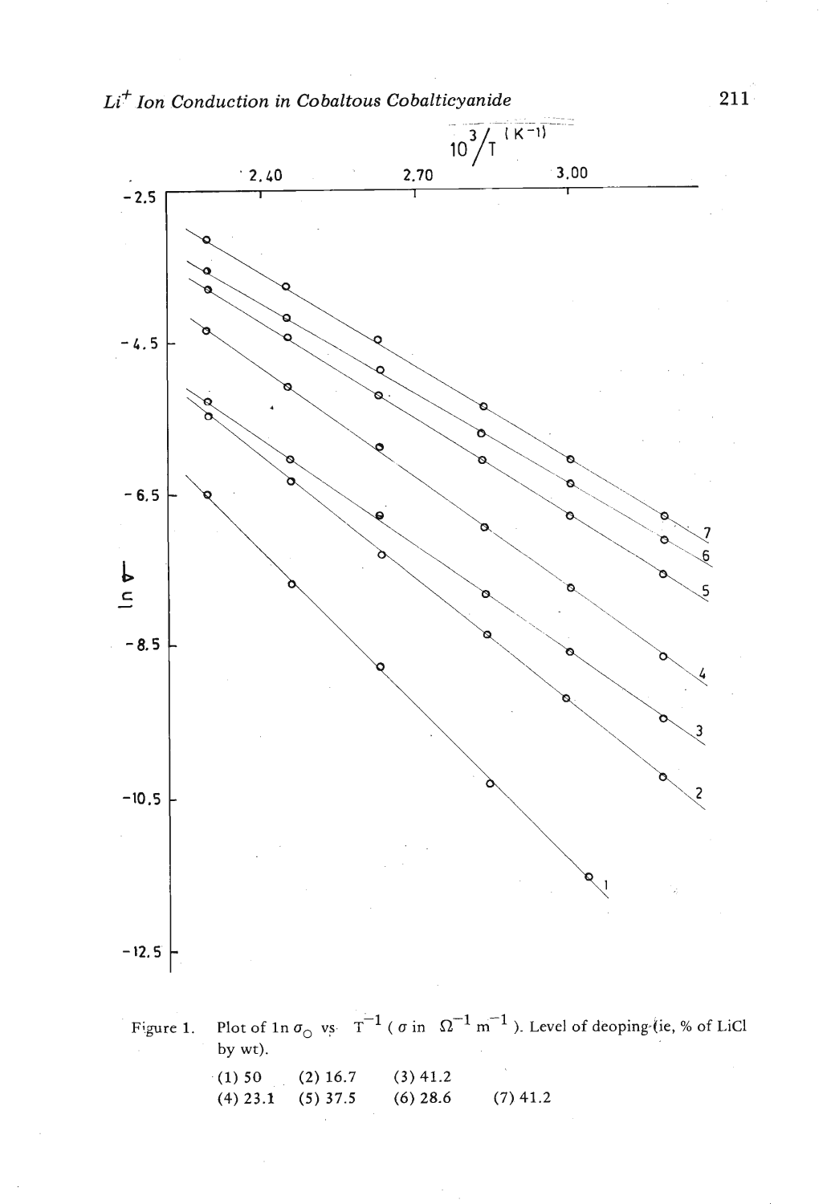Figure 1. Plot of $\ln \sigma_0$ vs $T^{-1}$ ($\sigma$ in $\Omega^{-1}\,m^{-1}$). Level of deoping (ie, % of LiCl by wt).

(1) 50 (2) 16.7 (3) 41.2
(4) 23.1 (5) 37.5 (6) 28.6 (7) 41.2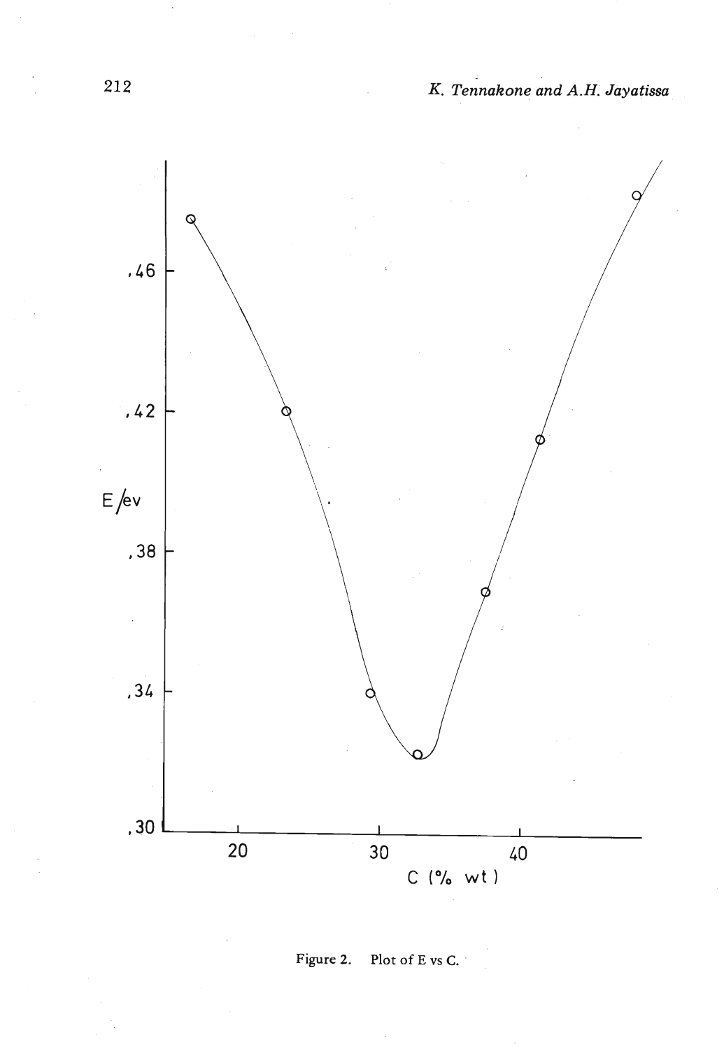Figure 2. Plot of E vs C.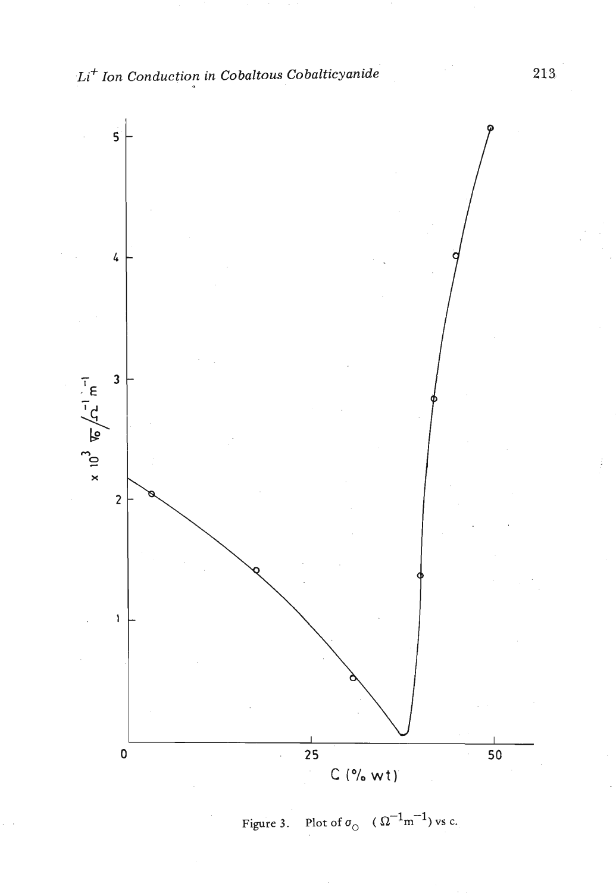Figure 3. Plot of $\sigma_{o}$ $(\Omega^{-1}m^{-1})$ vs c.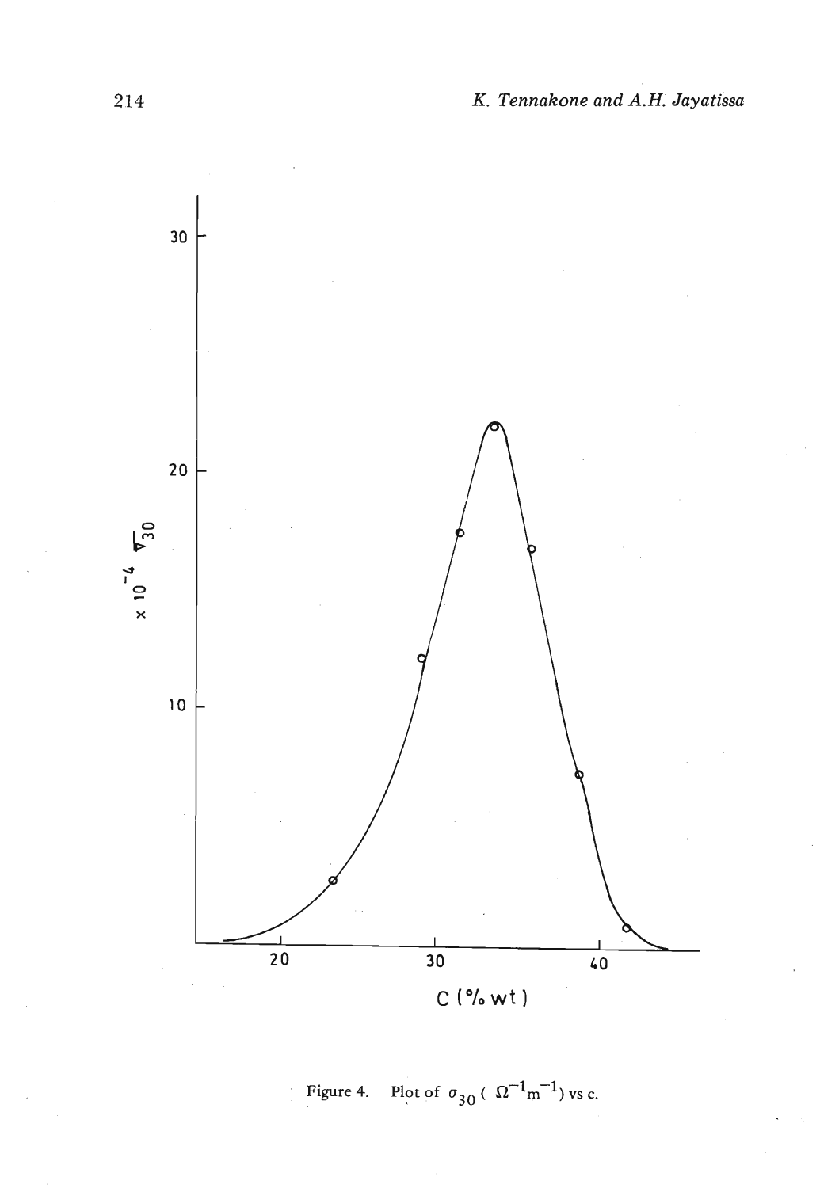Figure 4. Plot of $\sigma_{30}$ ( $\Omega^{-1}m^{-1}$) vs c.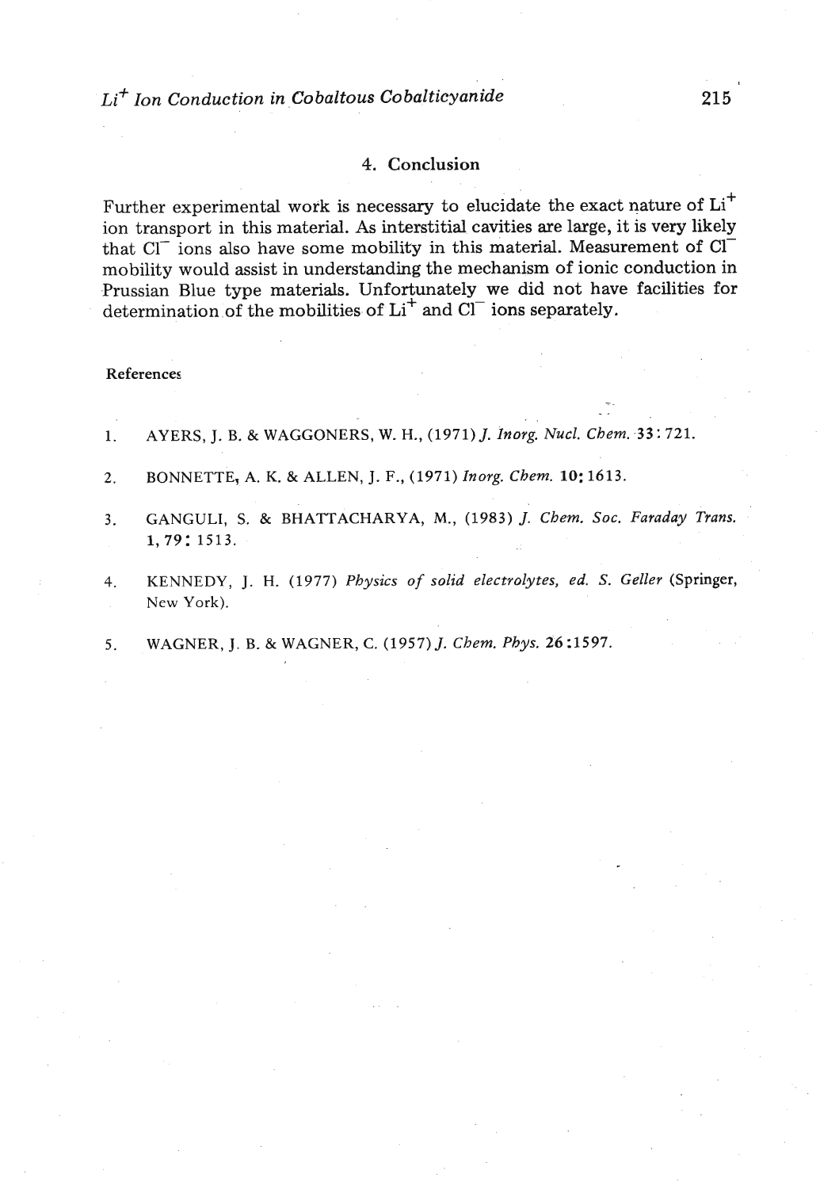## 4. Conclusion

Further experimental work is necessary to elucidate the exact nature of $Li^+$ ion transport in this material. As interstitial cavities are large, it is very likely that $Cl^-$ ions also have some mobility in this material. Measurement of $Cl^-$ mobility would assist in understanding the mechanism of ionic conduction in Prussian Blue type materials. Unfortunately we did not have facilities for determination of the mobilities of $Li^+$ and $Cl^-$ ions separately.

### References

1. AYERS, J. B. & WAGGONERS, W. H., (1971) *J. Inorg. Nucl. Chem.* **33**: 721.
2. BONNETTE, A. K. & ALLEN, J. F., (1971) *Inorg. Chem.* **10**: 1613.
3. GANGULI, S. & BHATTACHARYA, M., (1983) *J. Chem. Soc. Faraday Trans.* **1, 79**: 1513.
4. KENNEDY, J. H. (1977) *Physics of solid electrolytes, ed. S. Geller* (Springer, New York).
5. WAGNER, J. B. & WAGNER, C. (1957) *J. Chem. Phys.* **26**: 1597.